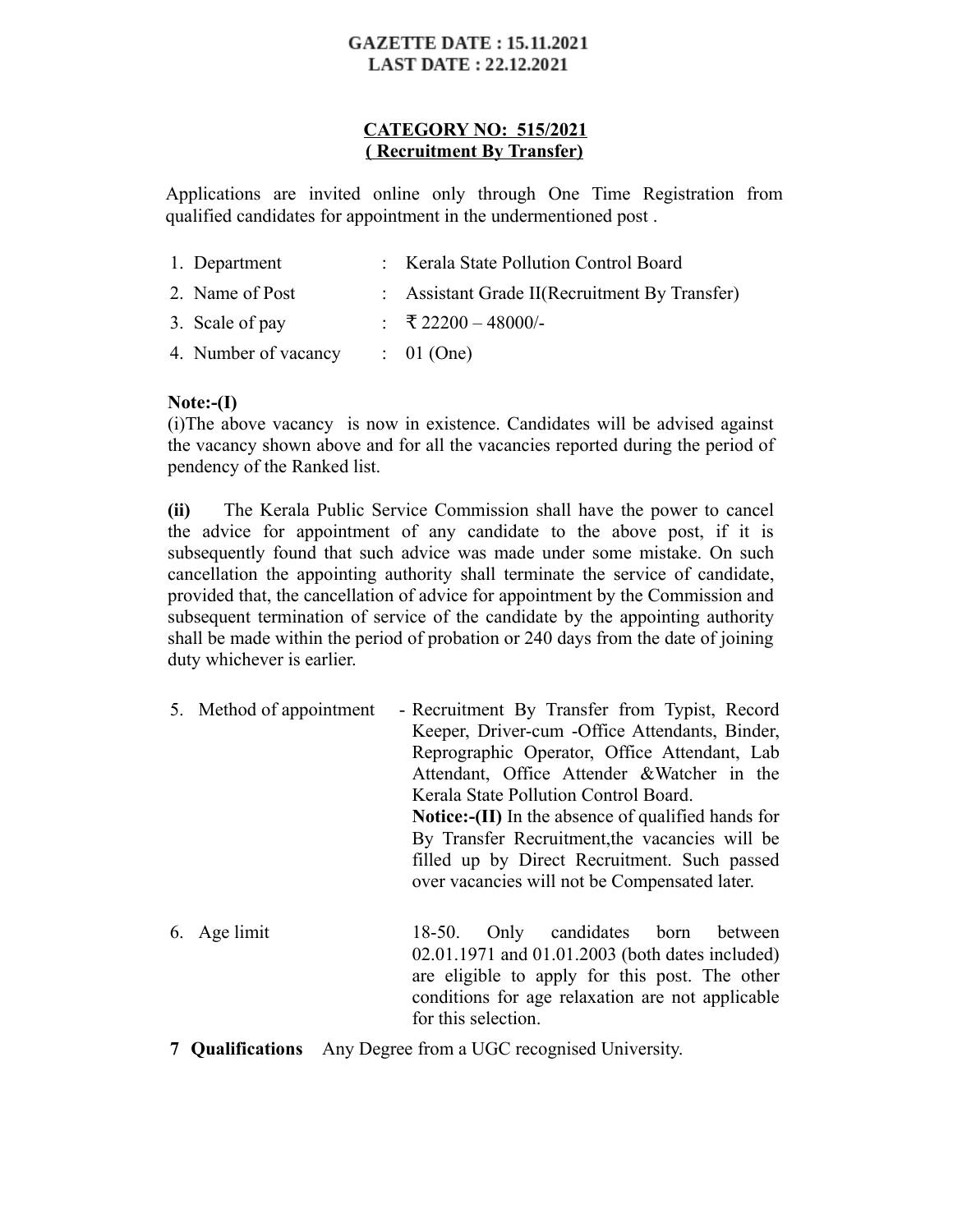**GAZETTE DATE : 15.11.2021**
**LAST DATE : 22.12.2021**

## CATEGORY NO: 515/2021
## ( Recruitment By Transfer)

Applications are invited online only through One Time Registration from qualified candidates for appointment in the undermentioned post .

| | | |
|---|---|---|
| 1. Department | : | Kerala State Pollution Control Board |
| 2. Name of Post | : | Assistant Grade II(Recruitment By Transfer) |
| 3. Scale of pay | : | ₹ 22200 – 48000/- |
| 4. Number of vacancy | : | 01 (One) |

**Note:-(I)**

(i)The above vacancy is now in existence. Candidates will be advised against the vacancy shown above and for all the vacancies reported during the period of pendency of the Ranked list.

**(ii)** The Kerala Public Service Commission shall have the power to cancel the advice for appointment of any candidate to the above post, if it is subsequently found that such advice was made under some mistake. On such cancellation the appointing authority shall terminate the service of candidate, provided that, the cancellation of advice for appointment by the Commission and subsequent termination of service of the candidate by the appointing authority shall be made within the period of probation or 240 days from the date of joining duty whichever is earlier.

5. Method of appointment - Recruitment By Transfer from Typist, Record Keeper, Driver-cum -Office Attendants, Binder, Reprographic Operator, Office Attendant, Lab Attendant, Office Attender &Watcher in the Kerala State Pollution Control Board.

   **Notice:-(II)** In the absence of qualified hands for By Transfer Recruitment,the vacancies will be filled up by Direct Recruitment. Such passed over vacancies will not be Compensated later.

6. Age limit 18-50. Only candidates born between 02.01.1971 and 01.01.2003 (both dates included) are eligible to apply for this post. The other conditions for age relaxation are not applicable for this selection.

**7 Qualifications** Any Degree from a UGC recognised University.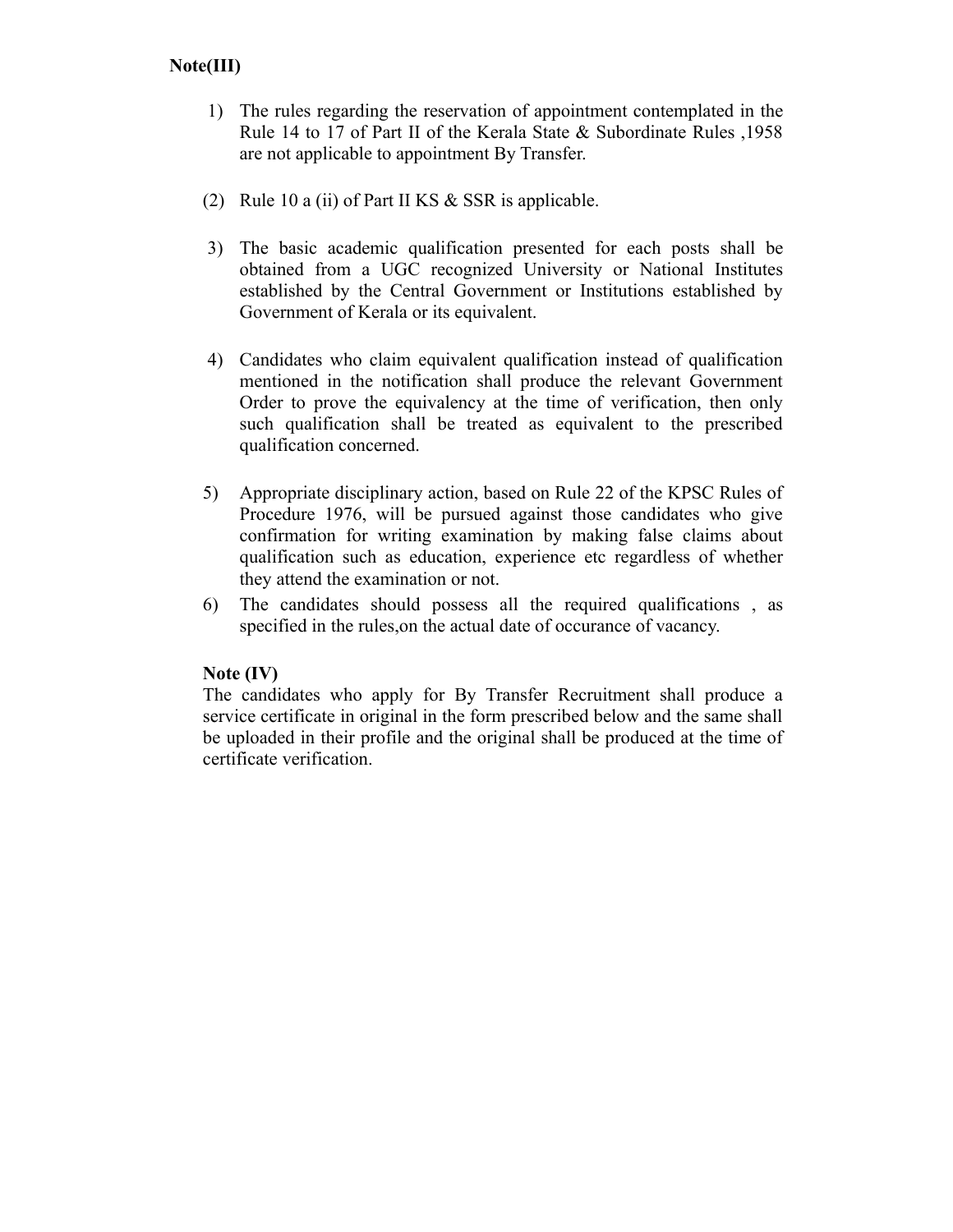**Note(III)**

1) The rules regarding the reservation of appointment contemplated in the Rule 14 to 17 of Part II of the Kerala State & Subordinate Rules ,1958 are not applicable to appointment By Transfer.

(2) Rule 10 a (ii) of Part II KS & SSR is applicable.

3) The basic academic qualification presented for each posts shall be obtained from a UGC recognized University or National Institutes established by the Central Government or Institutions established by Government of Kerala or its equivalent.

4) Candidates who claim equivalent qualification instead of qualification mentioned in the notification shall produce the relevant Government Order to prove the equivalency at the time of verification, then only such qualification shall be treated as equivalent to the prescribed qualification concerned.

5) Appropriate disciplinary action, based on Rule 22 of the KPSC Rules of Procedure 1976, will be pursued against those candidates who give confirmation for writing examination by making false claims about qualification such as education, experience etc regardless of whether they attend the examination or not.

6) The candidates should possess all the required qualifications , as specified in the rules,on the actual date of occurance of vacancy.

**Note (IV)**

The candidates who apply for By Transfer Recruitment shall produce a service certificate in original in the form prescribed below and the same shall be uploaded in their profile and the original shall be produced at the time of certificate verification.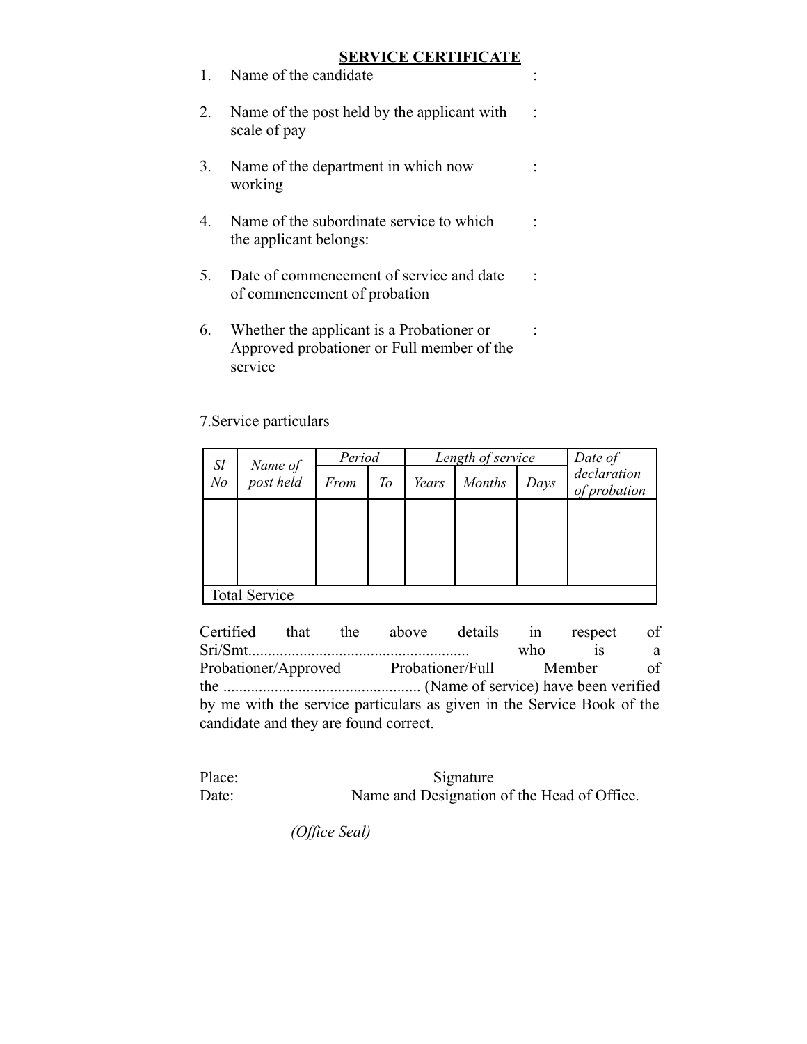# SERVICE CERTIFICATE

1. Name of the candidate :

2. Name of the post held by the applicant with scale of pay :

3. Name of the department in which now working :

4. Name of the subordinate service to which the applicant belongs: :

5. Date of commencement of service and date of commencement of probation :

6. Whether the applicant is a Probationer or Approved probationer or Full member of the service :

7.Service particulars

| *Sl No* | *Name of post held* | *Period* | | *Length of service* | | | *Date of declaration of probation* |
|---|---|---|---|---|---|---|---|
| | | *From* | *To* | *Years* | *Months* | *Days* | |
| | | | | | | | |
| Total Service | | | | | | | |

Certified that the above details in respect of Sri/Smt....................................................... who is a Probationer/Approved Probationer/Full Member of the ................................................. (Name of service) have been verified by me with the service particulars as given in the Service Book of the candidate and they are found correct.

Place: Signature

Date: Name and Designation of the Head of Office.

*(Office Seal)*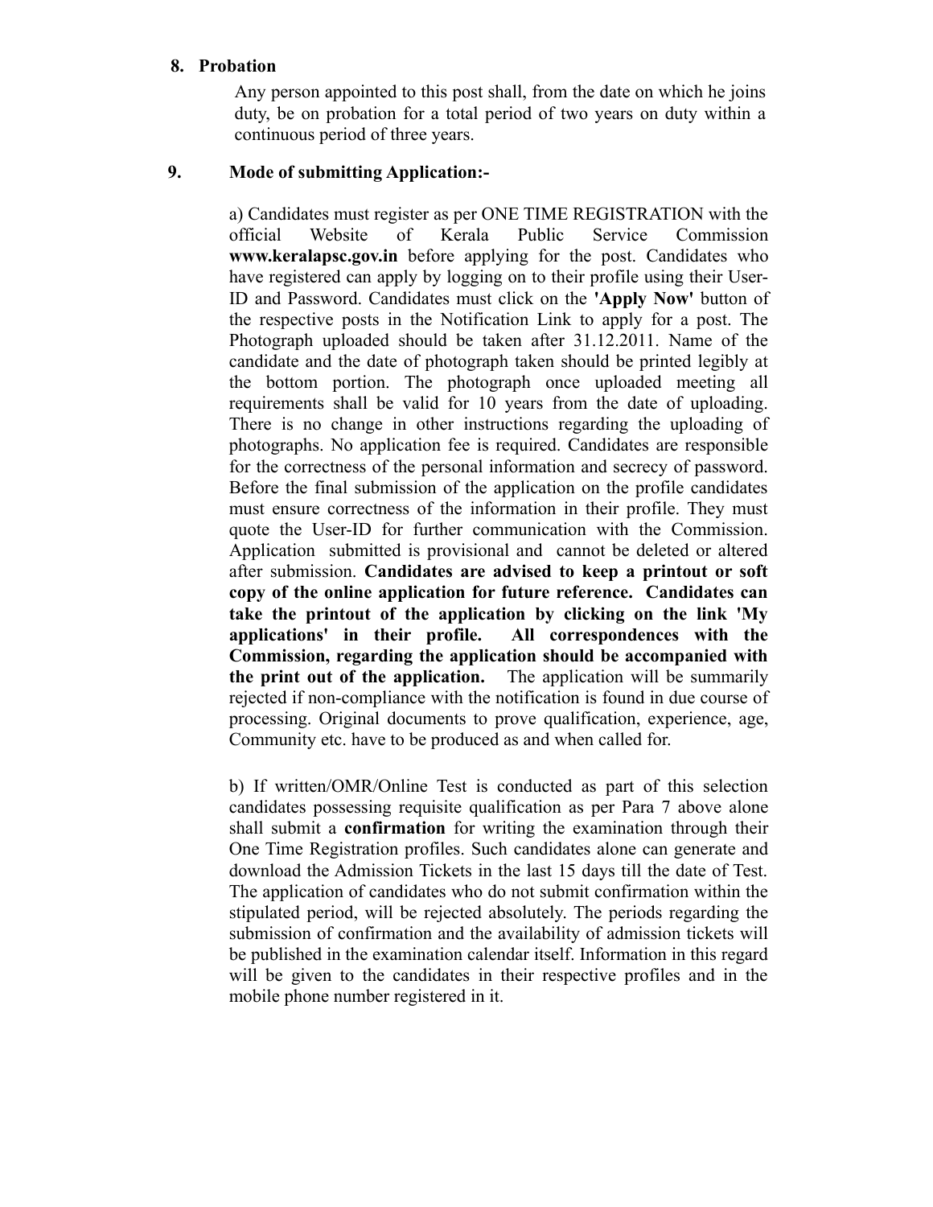## 8. Probation

Any person appointed to this post shall, from the date on which he joins duty, be on probation for a total period of two years on duty within a continuous period of three years.

## 9. Mode of submitting Application:-

a) Candidates must register as per ONE TIME REGISTRATION with the official Website of Kerala Public Service Commission **www.keralapsc.gov.in** before applying for the post. Candidates who have registered can apply by logging on to their profile using their User-ID and Password. Candidates must click on the **'Apply Now'** button of the respective posts in the Notification Link to apply for a post. The Photograph uploaded should be taken after 31.12.2011. Name of the candidate and the date of photograph taken should be printed legibly at the bottom portion. The photograph once uploaded meeting all requirements shall be valid for 10 years from the date of uploading. There is no change in other instructions regarding the uploading of photographs. No application fee is required. Candidates are responsible for the correctness of the personal information and secrecy of password. Before the final submission of the application on the profile candidates must ensure correctness of the information in their profile. They must quote the User-ID for further communication with the Commission. Application submitted is provisional and cannot be deleted or altered after submission. **Candidates are advised to keep a printout or soft copy of the online application for future reference. Candidates can take the printout of the application by clicking on the link 'My applications' in their profile. All correspondences with the Commission, regarding the application should be accompanied with the print out of the application.** The application will be summarily rejected if non-compliance with the notification is found in due course of processing. Original documents to prove qualification, experience, age, Community etc. have to be produced as and when called for.

b) If written/OMR/Online Test is conducted as part of this selection candidates possessing requisite qualification as per Para 7 above alone shall submit a **confirmation** for writing the examination through their One Time Registration profiles. Such candidates alone can generate and download the Admission Tickets in the last 15 days till the date of Test. The application of candidates who do not submit confirmation within the stipulated period, will be rejected absolutely. The periods regarding the submission of confirmation and the availability of admission tickets will be published in the examination calendar itself. Information in this regard will be given to the candidates in their respective profiles and in the mobile phone number registered in it.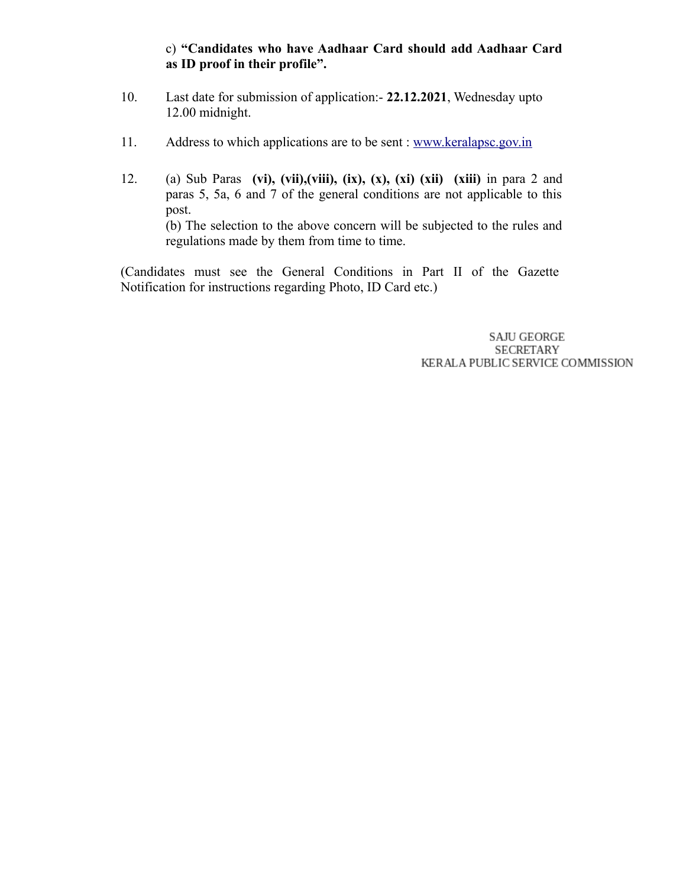c) **"Candidates who have Aadhaar Card should add Aadhaar Card as ID proof in their profile".**

10. Last date for submission of application:- **22.12.2021**, Wednesday upto 12.00 midnight.

11. Address to which applications are to be sent : www.keralapsc.gov.in

12. (a) Sub Paras **(vi), (vii),(viii), (ix), (x), (xi) (xii) (xiii)** in para 2 and paras 5, 5a, 6 and 7 of the general conditions are not applicable to this post.

    (b) The selection to the above concern will be subjected to the rules and regulations made by them from time to time.

(Candidates must see the General Conditions in Part II of the Gazette Notification for instructions regarding Photo, ID Card etc.)

SAJU GEORGE
SECRETARY
KERALA PUBLIC SERVICE COMMISSION